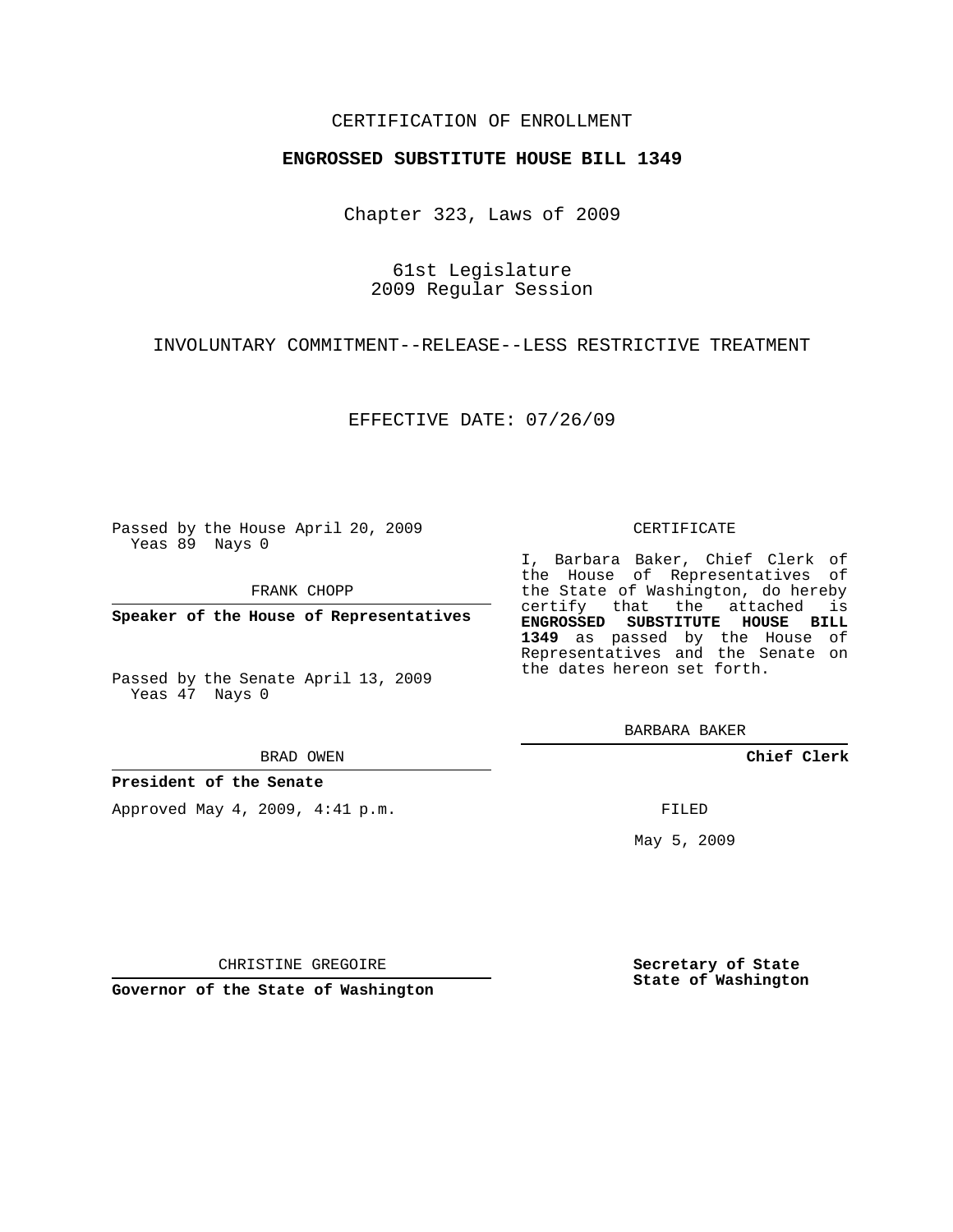CERTIFICATION OF ENROLLMENT

**ENGROSSED SUBSTITUTE HOUSE BILL 1349**

Chapter 323, Laws of 2009

61st Legislature
2009 Regular Session

INVOLUNTARY COMMITMENT--RELEASE--LESS RESTRICTIVE TREATMENT

EFFECTIVE DATE: 07/26/09

Passed by the House April 20, 2009
Yeas 89 Nays 0

FRANK CHOPP

**Speaker of the House of Representatives**

Passed by the Senate April 13, 2009
Yeas 47 Nays 0

BRAD OWEN

**President of the Senate**

Approved May 4, 2009, 4:41 p.m.

CHRISTINE GREGOIRE

**Governor of the State of Washington**

CERTIFICATE

I, Barbara Baker, Chief Clerk of the House of Representatives of the State of Washington, do hereby certify that the attached is **ENGROSSED SUBSTITUTE HOUSE BILL 1349** as passed by the House of Representatives and the Senate on the dates hereon set forth.

BARBARA BAKER

**Chief Clerk**

FILED

May 5, 2009

**Secretary of State**
**State of Washington**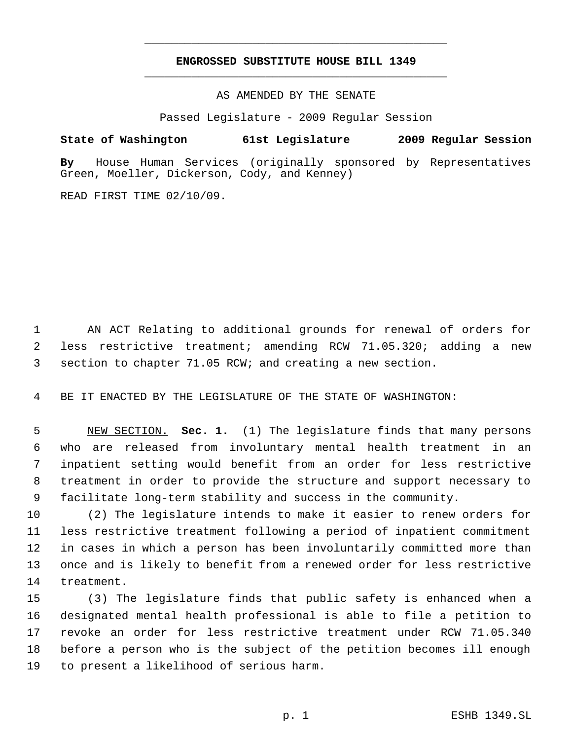# ENGROSSED SUBSTITUTE HOUSE BILL 1349

AS AMENDED BY THE SENATE

Passed Legislature - 2009 Regular Session

**State of Washington 61st Legislature 2009 Regular Session**

**By** House Human Services (originally sponsored by Representatives Green, Moeller, Dickerson, Cody, and Kenney)

READ FIRST TIME 02/10/09.

AN ACT Relating to additional grounds for renewal of orders for less restrictive treatment; amending RCW 71.05.320; adding a new section to chapter 71.05 RCW; and creating a new section.

BE IT ENACTED BY THE LEGISLATURE OF THE STATE OF WASHINGTON:

NEW SECTION. **Sec. 1.** (1) The legislature finds that many persons who are released from involuntary mental health treatment in an inpatient setting would benefit from an order for less restrictive treatment in order to provide the structure and support necessary to facilitate long-term stability and success in the community.

(2) The legislature intends to make it easier to renew orders for less restrictive treatment following a period of inpatient commitment in cases in which a person has been involuntarily committed more than once and is likely to benefit from a renewed order for less restrictive treatment.

(3) The legislature finds that public safety is enhanced when a designated mental health professional is able to file a petition to revoke an order for less restrictive treatment under RCW 71.05.340 before a person who is the subject of the petition becomes ill enough to present a likelihood of serious harm.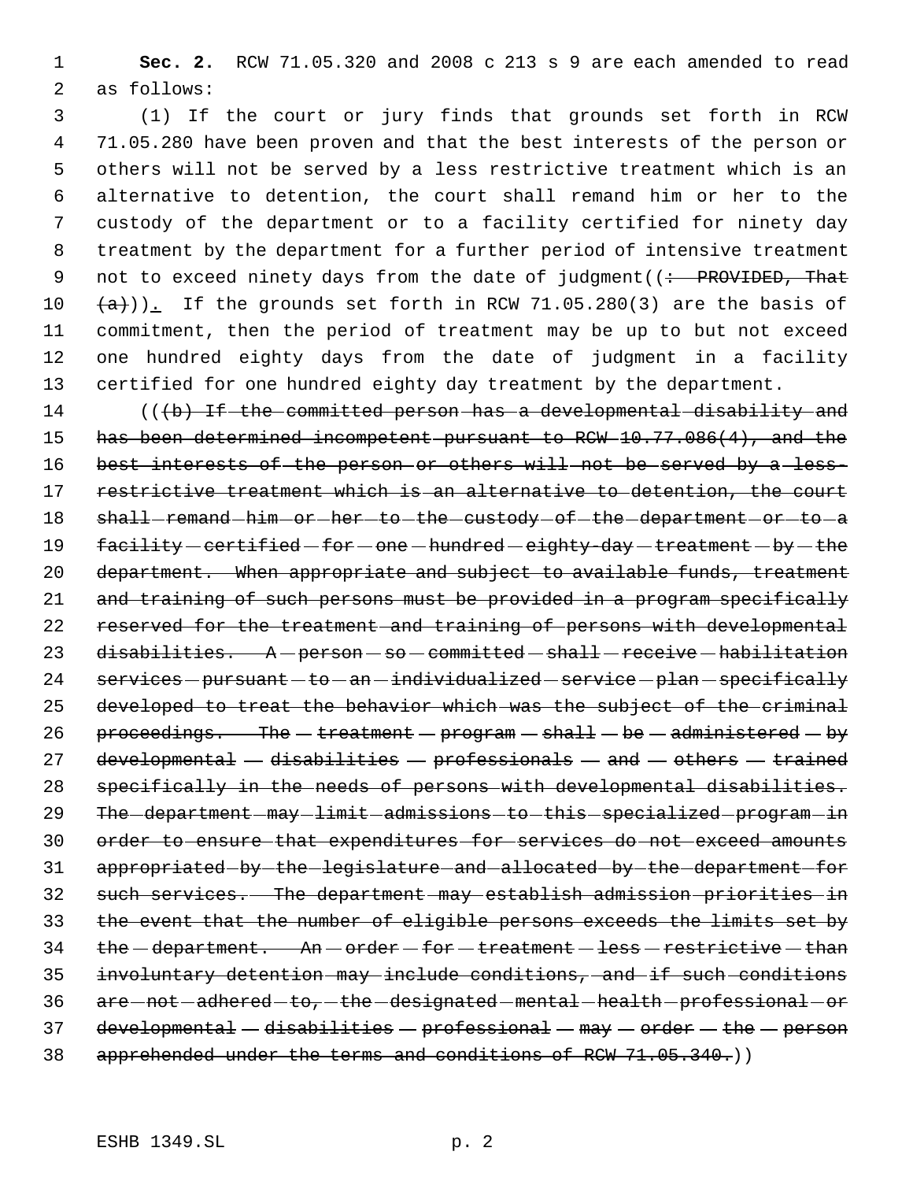**Sec. 2.** RCW 71.05.320 and 2008 c 213 s 9 are each amended to read as follows:

(1) If the court or jury finds that grounds set forth in RCW 71.05.280 have been proven and that the best interests of the person or others will not be served by a less restrictive treatment which is an alternative to detention, the court shall remand him or her to the custody of the department or to a facility certified for ninety day treatment by the department for a further period of intensive treatment not to exceed ninety days from the date of judgment((~~: PROVIDED, That (a)~~)). If the grounds set forth in RCW 71.05.280(3) are the basis of commitment, then the period of treatment may be up to but not exceed one hundred eighty days from the date of judgment in a facility certified for one hundred eighty day treatment by the department.

((~~(b) If the committed person has a developmental disability and has been determined incompetent pursuant to RCW 10.77.086(4), and the best interests of the person or others will not be served by a less-restrictive treatment which is an alternative to detention, the court shall remand him or her to the custody of the department or to a facility certified for one hundred eighty-day treatment by the department. When appropriate and subject to available funds, treatment and training of such persons must be provided in a program specifically reserved for the treatment and training of persons with developmental disabilities. A person so committed shall receive habilitation services pursuant to an individualized service plan specifically developed to treat the behavior which was the subject of the criminal proceedings. The treatment program shall be administered by developmental disabilities professionals and others trained specifically in the needs of persons with developmental disabilities. The department may limit admissions to this specialized program in order to ensure that expenditures for services do not exceed amounts appropriated by the legislature and allocated by the department for such services. The department may establish admission priorities in the event that the number of eligible persons exceeds the limits set by the department. An order for treatment less restrictive than involuntary detention may include conditions, and if such conditions are not adhered to, the designated mental health professional or developmental disabilities professional may order the person apprehended under the terms and conditions of RCW 71.05.340.~~))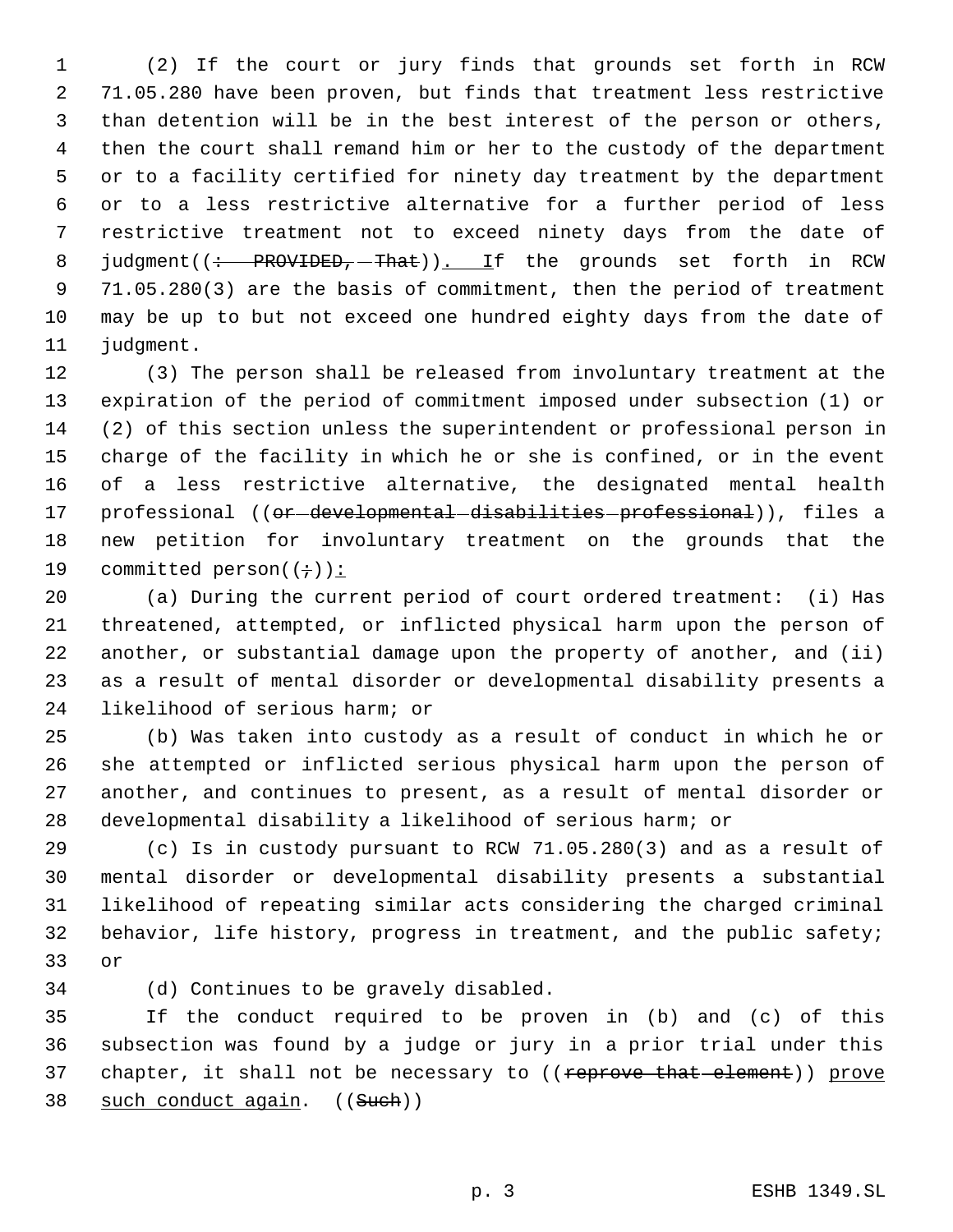(2) If the court or jury finds that grounds set forth in RCW 71.05.280 have been proven, but finds that treatment less restrictive than detention will be in the best interest of the person or others, then the court shall remand him or her to the custody of the department or to a facility certified for ninety day treatment by the department or to a less restrictive alternative for a further period of less restrictive treatment not to exceed ninety days from the date of judgment((: PROVIDED, That)). If the grounds set forth in RCW 71.05.280(3) are the basis of commitment, then the period of treatment may be up to but not exceed one hundred eighty days from the date of judgment.

(3) The person shall be released from involuntary treatment at the expiration of the period of commitment imposed under subsection (1) or (2) of this section unless the superintendent or professional person in charge of the facility in which he or she is confined, or in the event of a less restrictive alternative, the designated mental health professional ((or developmental disabilities professional)), files a new petition for involuntary treatment on the grounds that the committed person((;)):

(a) During the current period of court ordered treatment: (i) Has threatened, attempted, or inflicted physical harm upon the person of another, or substantial damage upon the property of another, and (ii) as a result of mental disorder or developmental disability presents a likelihood of serious harm; or

(b) Was taken into custody as a result of conduct in which he or she attempted or inflicted serious physical harm upon the person of another, and continues to present, as a result of mental disorder or developmental disability a likelihood of serious harm; or

(c) Is in custody pursuant to RCW 71.05.280(3) and as a result of mental disorder or developmental disability presents a substantial likelihood of repeating similar acts considering the charged criminal behavior, life history, progress in treatment, and the public safety; or

(d) Continues to be gravely disabled.

If the conduct required to be proven in (b) and (c) of this subsection was found by a judge or jury in a prior trial under this chapter, it shall not be necessary to ((reprove that element)) prove such conduct again. ((Such))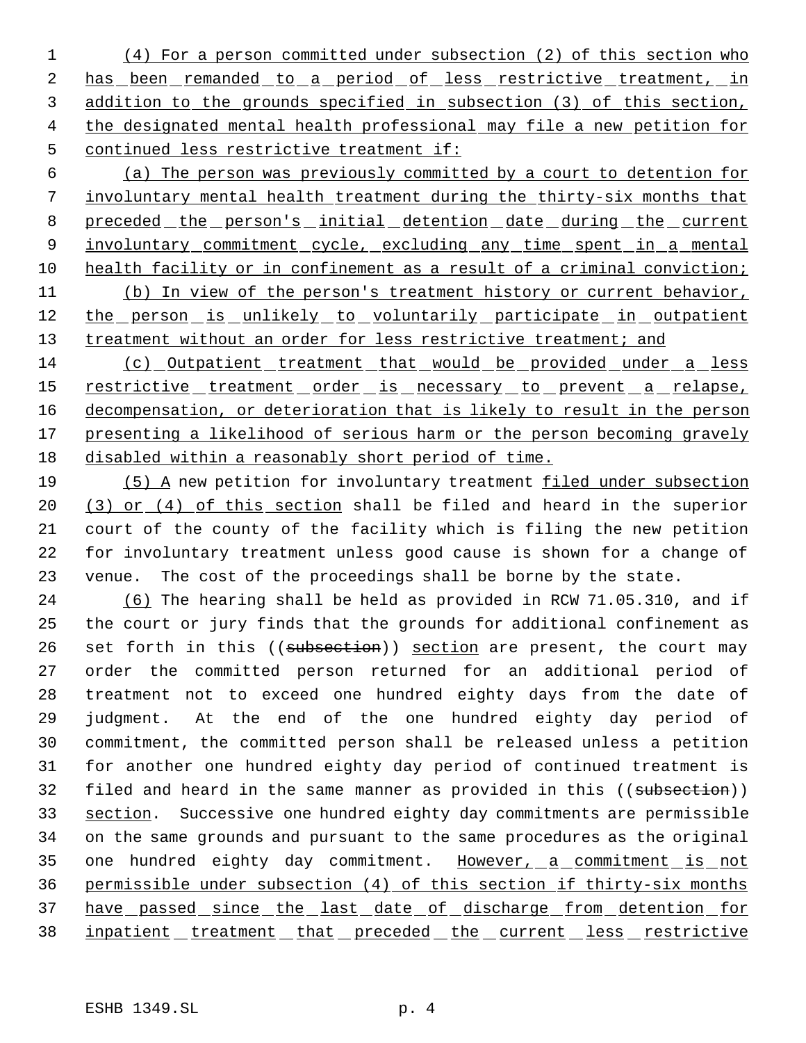(4) For a person committed under subsection (2) of this section who has been remanded to a period of less restrictive treatment, in addition to the grounds specified in subsection (3) of this section, the designated mental health professional may file a new petition for continued less restrictive treatment if:

(a) The person was previously committed by a court to detention for involuntary mental health treatment during the thirty-six months that preceded the person's initial detention date during the current involuntary commitment cycle, excluding any time spent in a mental health facility or in confinement as a result of a criminal conviction;

(b) In view of the person's treatment history or current behavior, the person is unlikely to voluntarily participate in outpatient treatment without an order for less restrictive treatment; and

(c) Outpatient treatment that would be provided under a less restrictive treatment order is necessary to prevent a relapse, decompensation, or deterioration that is likely to result in the person presenting a likelihood of serious harm or the person becoming gravely disabled within a reasonably short period of time.

(5) A new petition for involuntary treatment filed under subsection (3) or (4) of this section shall be filed and heard in the superior court of the county of the facility which is filing the new petition for involuntary treatment unless good cause is shown for a change of venue. The cost of the proceedings shall be borne by the state.

(6) The hearing shall be held as provided in RCW 71.05.310, and if the court or jury finds that the grounds for additional confinement as set forth in this ((~~subsection~~)) section are present, the court may order the committed person returned for an additional period of treatment not to exceed one hundred eighty days from the date of judgment. At the end of the one hundred eighty day period of commitment, the committed person shall be released unless a petition for another one hundred eighty day period of continued treatment is filed and heard in the same manner as provided in this ((~~subsection~~)) section. Successive one hundred eighty day commitments are permissible on the same grounds and pursuant to the same procedures as the original one hundred eighty day commitment. However, a commitment is not permissible under subsection (4) of this section if thirty-six months have passed since the last date of discharge from detention for inpatient treatment that preceded the current less restrictive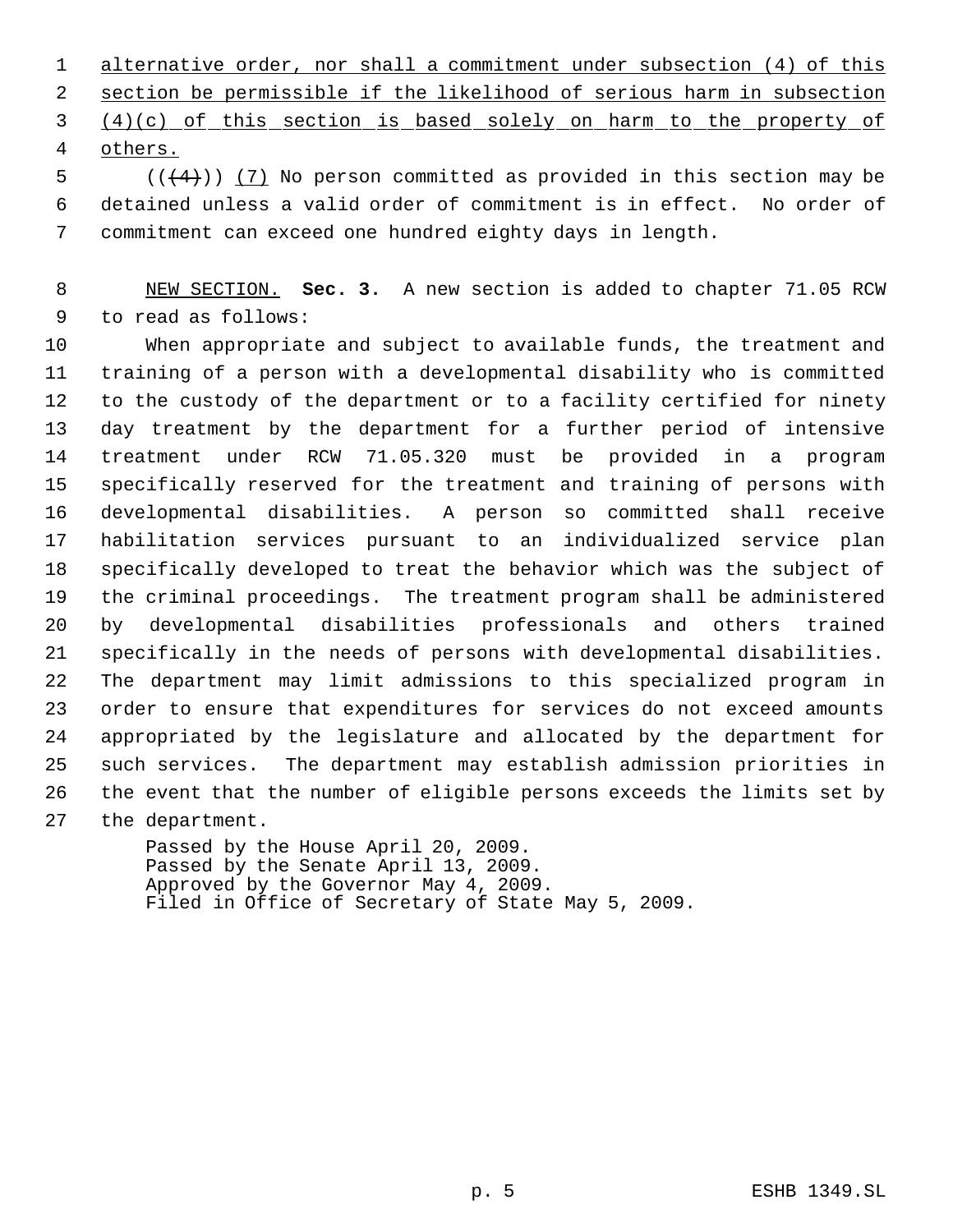alternative order, nor shall a commitment under subsection (4) of this section be permissible if the likelihood of serious harm in subsection (4)(c) of this section is based solely on harm to the property of others.

(((4))) (7) No person committed as provided in this section may be detained unless a valid order of commitment is in effect. No order of commitment can exceed one hundred eighty days in length.

NEW SECTION. **Sec. 3.** A new section is added to chapter 71.05 RCW to read as follows:

When appropriate and subject to available funds, the treatment and training of a person with a developmental disability who is committed to the custody of the department or to a facility certified for ninety day treatment by the department for a further period of intensive treatment under RCW 71.05.320 must be provided in a program specifically reserved for the treatment and training of persons with developmental disabilities. A person so committed shall receive habilitation services pursuant to an individualized service plan specifically developed to treat the behavior which was the subject of the criminal proceedings. The treatment program shall be administered by developmental disabilities professionals and others trained specifically in the needs of persons with developmental disabilities. The department may limit admissions to this specialized program in order to ensure that expenditures for services do not exceed amounts appropriated by the legislature and allocated by the department for such services. The department may establish admission priorities in the event that the number of eligible persons exceeds the limits set by the department.

Passed by the House April 20, 2009.
Passed by the Senate April 13, 2009.
Approved by the Governor May 4, 2009.
Filed in Office of Secretary of State May 5, 2009.